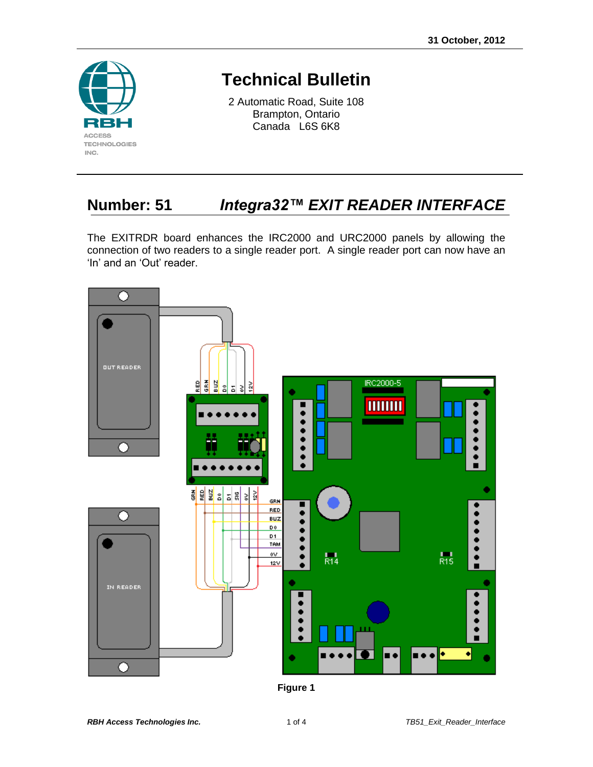31 October, 2012

# Technical Bulletin

2 Automatic Road, Suite 108
Brampton, Ontario
Canada L6S 6K8

## Number: 51 *Integra32™ EXIT READER INTERFACE*

The EXITRDR board enhances the IRC2000 and URC2000 panels by allowing the connection of two readers to a single reader port. A single reader port can now have an 'In' and an 'Out' reader.

**Figure 1**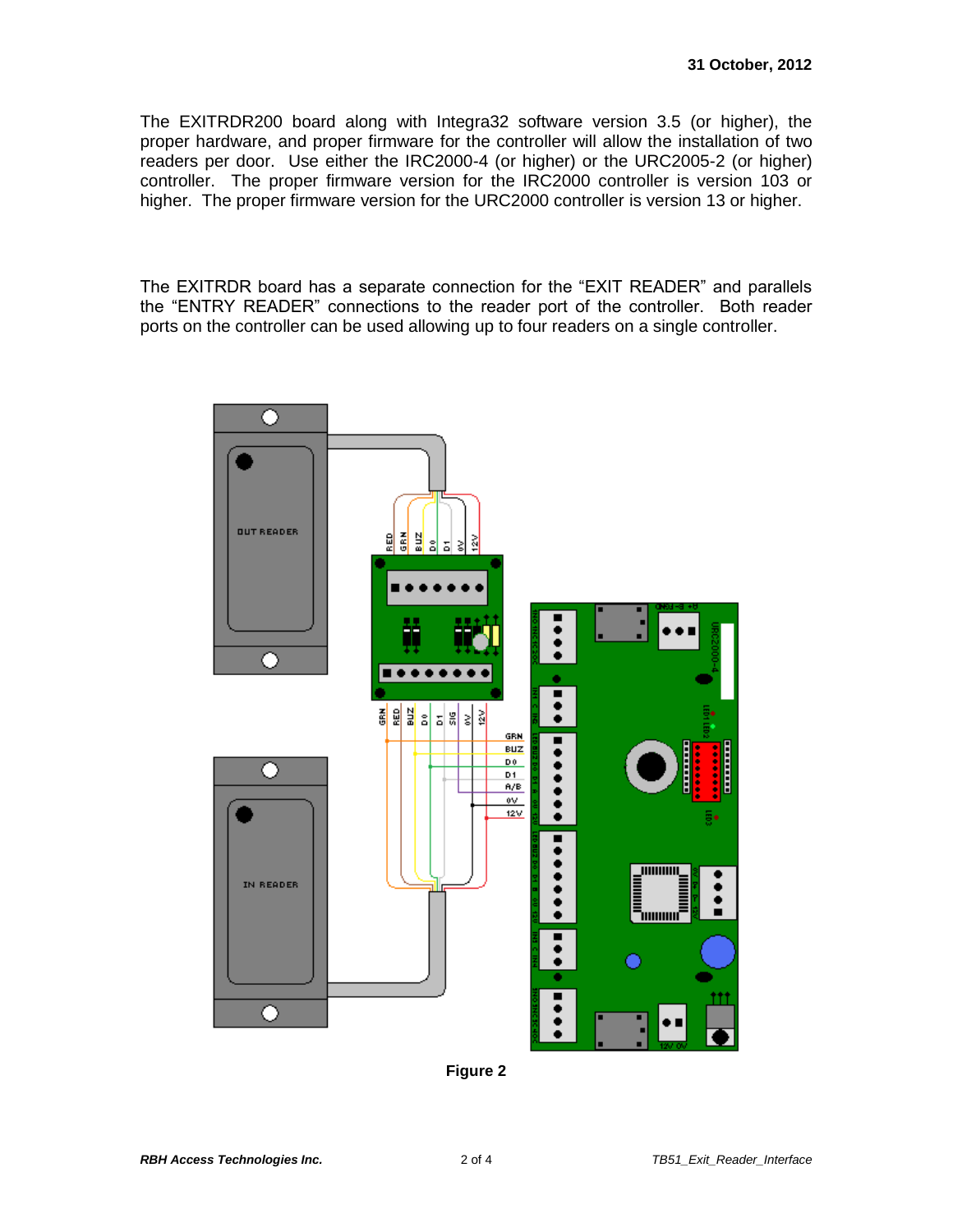**31 October, 2012**

The EXITRDR200 board along with Integra32 software version 3.5 (or higher), the proper hardware, and proper firmware for the controller will allow the installation of two readers per door. Use either the IRC2000-4 (or higher) or the URC2005-2 (or higher) controller. The proper firmware version for the IRC2000 controller is version 103 or higher. The proper firmware version for the URC2000 controller is version 13 or higher.

The EXITRDR board has a separate connection for the "EXIT READER" and parallels the "ENTRY READER" connections to the reader port of the controller. Both reader ports on the controller can be used allowing up to four readers on a single controller.

**Figure 2**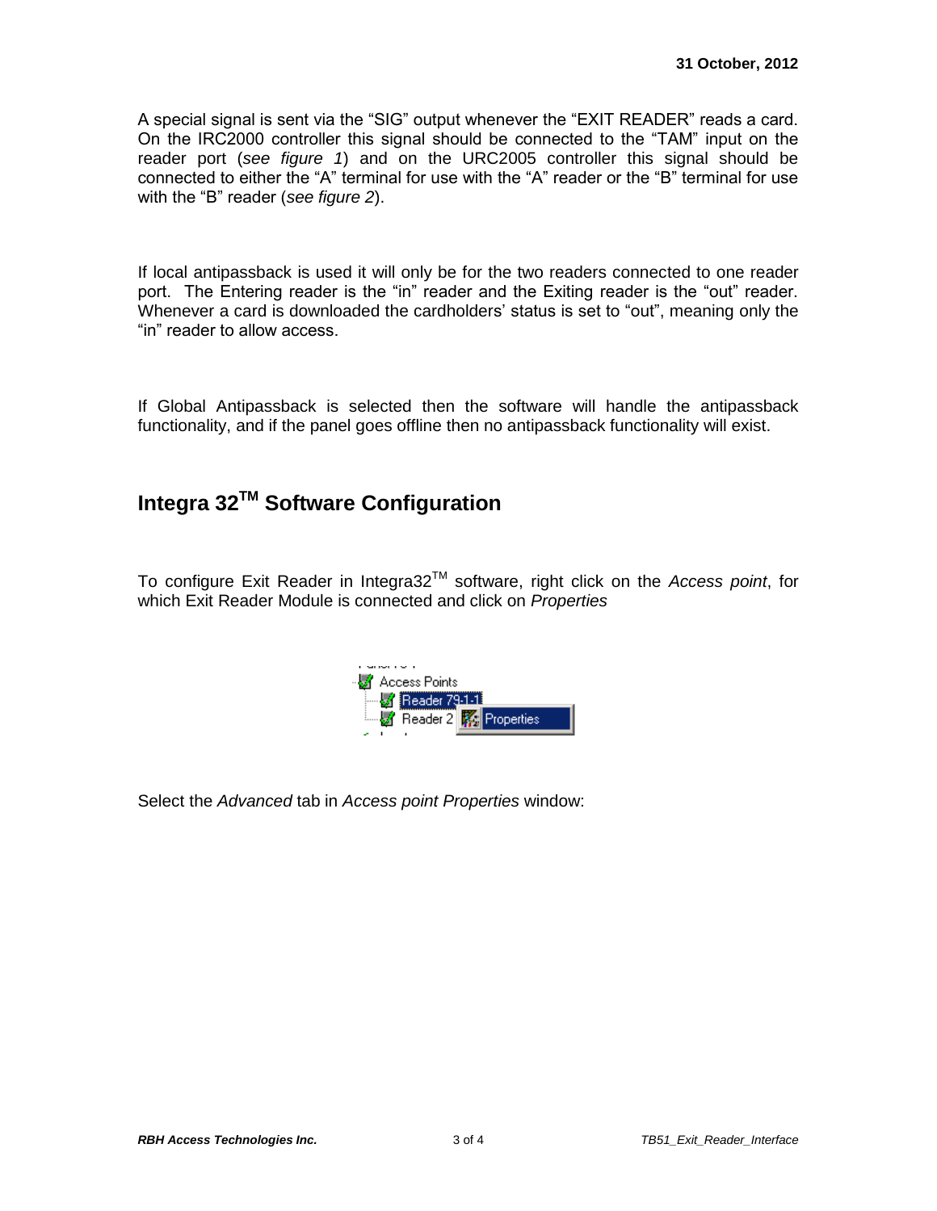A special signal is sent via the “SIG” output whenever the “EXIT READER” reads a card. On the IRC2000 controller this signal should be connected to the “TAM” input on the reader port (*see figure 1*) and on the URC2005 controller this signal should be connected to either the “A” terminal for use with the “A” reader or the “B” terminal for use with the “B” reader (*see figure 2*).

If local antipassback is used it will only be for the two readers connected to one reader port. The Entering reader is the “in” reader and the Exiting reader is the “out” reader. Whenever a card is downloaded the cardholders’ status is set to “out”, meaning only the “in” reader to allow access.

If Global Antipassback is selected then the software will handle the antipassback functionality, and if the panel goes offline then no antipassback functionality will exist.

## Integra 32™ Software Configuration

To configure Exit Reader in Integra32™ software, right click on the *Access point*, for which Exit Reader Module is connected and click on *Properties*

Select the *Advanced* tab in *Access point Properties* window: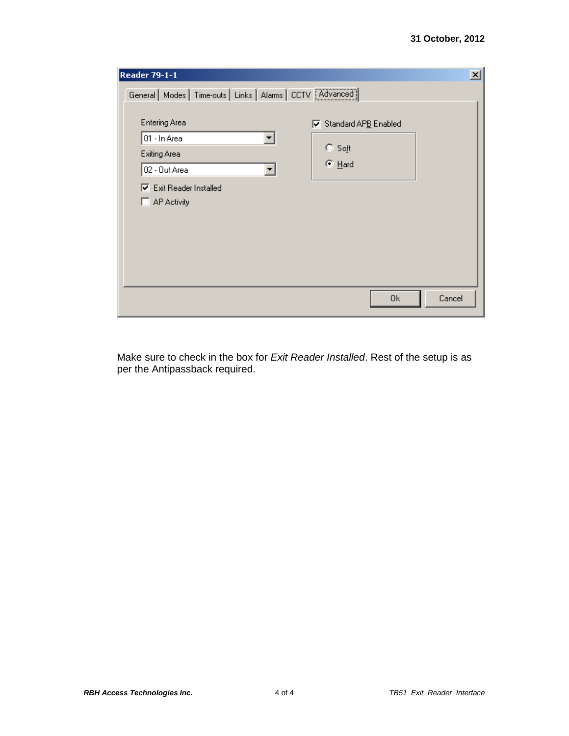Make sure to check in the box for *Exit Reader Installed*. Rest of the setup is as per the Antipassback required.